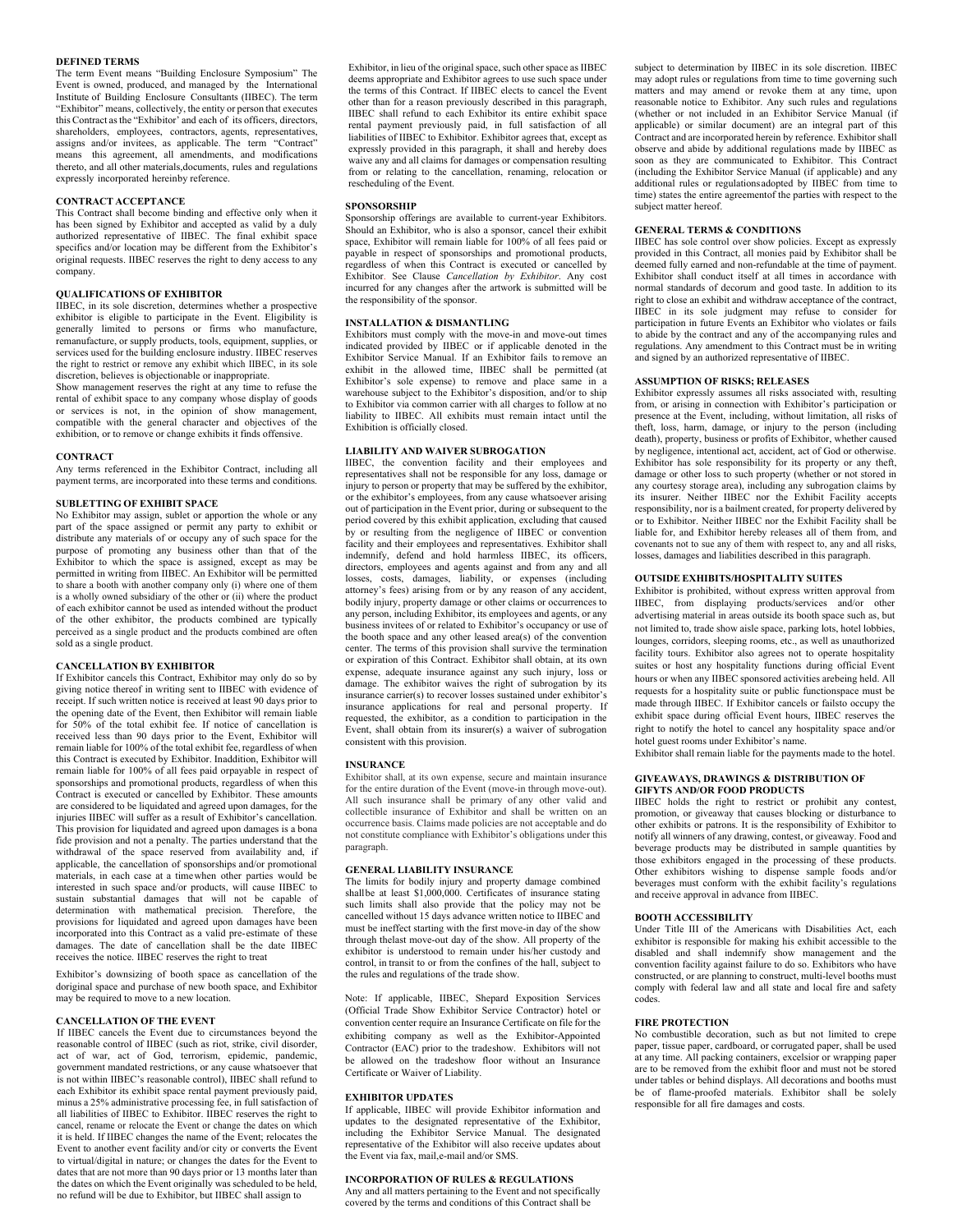### DEFINED TERMS

The term Event means "Building Enclosure Symposium" The Event is owned, produced, and managed by the International Institute of Building Enclosure Consultants (IIBEC). The term "Exhibitor" means, collectively, the entity or person that executes this Contract as the "Exhibitor' and each of its officers, directors, shareholders, employees, contractors, agents, representatives, assigns and/or invitees, as applicable. The term "Contract" means this agreement, all amendments, and modifications thereto, and all other materials,documents, rules and regulations expressly incorporated hereinby reference.

### CONTRACT ACCEPTANCE

This Contract shall become binding and effective only when it has been signed by Exhibitor and accepted as valid by a duly authorized representative of IIBEC. The final exhibit space specifics and/or location may be different from the Exhibitor's original requests. IIBEC reserves the right to deny access to any company.

### QUALIFICATIONS OF EXHIBITOR

IIBEC, in its sole discretion, determines whether a prospective exhibitor is eligible to participate in the Event. Eligibility is generally limited to persons or firms who manufacture, remanufacture, or supply products, tools, equipment, supplies, or services used for the building enclosure industry. IIBEC reserves the right to restrict or remove any exhibit which IIBEC, in its sole discretion, believes is objectionable or inappropriate.

Show management reserves the right at any time to refuse the rental of exhibit space to any company whose display of goods or services is not, in the opinion of show management, compatible with the general character and objectives of the exhibition, or to remove or change exhibits it finds offensive.

### CONTRACT

Any terms referenced in the Exhibitor Contract, including all payment terms, are incorporated into these terms and conditions.

### SUBLETTING OF EXHIBIT SPACE

No Exhibitor may assign, sublet or apportion the whole or any part of the space assigned or permit any party to exhibit or distribute any materials of or occupy any of such space for the purpose of promoting any business other than that of the Exhibitor to which the space is assigned, except as may be permitted in writing from IIBEC. An Exhibitor will be permitted to share a booth with another company only (i) where one of them is a wholly owned subsidiary of the other or (ii) where the product of each exhibitor cannot be used as intended without the product of the other exhibitor, the products combined are typically perceived as a single product and the products combined are often sold as a single product.

### CANCELLATION BY EXHIBITOR

If Exhibitor cancels this Contract, Exhibitor may only do so by giving notice thereof in writing sent to IIBEC with evidence of receipt. If such written notice is received at least 90 days prior to the opening date of the Event, then Exhibitor will remain liable for 50% of the total exhibit fee. If notice of cancellation is received less than 90 days prior to the Event, Exhibitor will remain liable for 100% of the total exhibit fee, regardless of when this Contract is executed by Exhibitor. Inaddition, Exhibitor will remain liable for 100% of all fees paid orpayable in respect of sponsorships and promotional products, regardless of when this Contract is executed or cancelled by Exhibitor. These amounts are considered to be liquidated and agreed upon damages, for the injuries IIBEC will suffer as a result of Exhibitor's cancellation. This provision for liquidated and agreed upon damages is a bona fide provision and not a penalty. The parties understand that the withdrawal of the space reserved from availability and, if applicable, the cancellation of sponsorships and/or promotional materials, in each case at a timewhen other parties would be interested in such space and/or products, will cause IIBEC to sustain substantial damages that will not be capable of determination with mathematical precision. Therefore, the provisions for liquidated and agreed upon damages have been incorporated into this Contract as a valid pre-estimate of these damages. The date of cancellation shall be the date IIBEC receives the notice. IIBEC reserves the right to treat

Exhibitor's downsizing of booth space as cancellation of the doriginal space and purchase of new booth space, and Exhibitor may be required to move to a new location.

### CANCELLATION OF THE EVENT

If IIBEC cancels the Event due to circumstances beyond the reasonable control of IIBEC (such as riot, strike, civil disorder, act of war, act of God, terrorism, epidemic, pandemic, government mandated restrictions, or any cause whatsoever that is not within IIBEC's reasonable control), IIBEC shall refund to each Exhibitor its exhibit space rental payment previously paid, minus a 25% administrative processing fee, in full satisfaction of all liabilities of IIBEC to Exhibitor. IIBEC reserves the right to cancel, rename or relocate the Event or change the dates on which it is held. If IIBEC changes the name of the Event; relocates the Event to another event facility and/or city or converts the Event to virtual/digital in nature; or changes the dates for the Event to dates that are not more than 90 days prior or 13 months later than the dates on which the Event originally was scheduled to be held, no refund will be due to Exhibitor, but IIBEC shall assign to Exhibitor, in lieu of the original space, such other space as IIBEC deems appropriate and Exhibitor agrees to use such space under the terms of this Contract. If IIBEC elects to cancel the Event other than for a reason previously described in this paragraph, IIBEC shall refund to each Exhibitor its entire exhibit space rental payment previously paid, in full satisfaction of all liabilities of IIBEC to Exhibitor. Exhibitor agrees that, except as expressly provided in this paragraph, it shall and hereby does waive any and all claims for damages or compensation resulting from or relating to the cancellation, renaming, relocation or rescheduling of the Event.

### SPONSORSHIP

Sponsorship offerings are available to current-year Exhibitors. Should an Exhibitor, who is also a sponsor, cancel their exhibit space, Exhibitor will remain liable for 100% of all fees paid or payable in respect of sponsorships and promotional products, regardless of when this Contract is executed or cancelled by Exhibitor. See Clause *Cancellation by Exhibitor*. Any cost incurred for any changes after the artwork is submitted will be the responsibility of the sponsor.

### INSTALLATION & DISMANTLING

Exhibitors must comply with the move-in and move-out times indicated provided by IIBEC or if applicable denoted in the Exhibitor Service Manual. If an Exhibitor fails to remove an exhibit in the allowed time, IIBEC shall be permitted (at Exhibitor's sole expense) to remove and place same in a warehouse subject to the Exhibitor's disposition, and/or to ship to Exhibitor via common carrier with all charges to follow at no liability to IIBEC. All exhibits must remain intact until the Exhibition is officially closed.

### LIABILITY AND WAIVER SUBROGATION

IIBEC, the convention facility and their employees and representatives shall not be responsible for any loss, damage or injury to person or property that may be suffered by the exhibitor, or the exhibitor's employees, from any cause whatsoever arising out of participation in the Event prior, during or subsequent to the period covered by this exhibit application, excluding that caused by or resulting from the negligence of IIBEC or convention facility and their employees and representatives. Exhibitor shall indemnify, defend and hold harmless IIBEC, its officers, directors, employees and agents against and from any and all losses, costs, damages, liability, or expenses (including attorney's fees) arising from or by any reason of any accident, bodily injury, property damage or other claims or occurrences to any person, including Exhibitor, its employees and agents, or any business invitees of or related to Exhibitor's occupancy or use of the booth space and any other leased area(s) of the convention center. The terms of this provision shall survive the termination or expiration of this Contract. Exhibitor shall obtain, at its own expense, adequate insurance against any such injury, loss or damage. The exhibitor waives the right of subrogation by its insurance carrier(s) to recover losses sustained under exhibitor's insurance applications for real and personal property. If requested, the exhibitor, as a condition to participation in the Event, shall obtain from its insurer(s) a waiver of subrogation consistent with this provision.

### INSURANCE

Exhibitor shall, at its own expense, secure and maintain insurance for the entire duration of the Event (move-in through move-out). All such insurance shall be primary of any other valid and collectible insurance of Exhibitor and shall be written on an occurrence basis. Claims made policies are not acceptable and do not constitute compliance with Exhibitor's obligations under this paragraph.

### GENERAL LIABILITY INSURANCE

The limits for bodily injury and property damage combined shallbe at least $1,000,000. Certificates of insurance stating such limits shall also provide that the policy may not be cancelled without 15 days advance written notice to IIBEC and must be ineffect starting with the first move-in day of the show through thelast move-out day of the show. All property of the exhibitor is understood to remain under his/her custody and control, in transit to or from the confines of the hall, subject to the rules and regulations of the trade show.

Note: If applicable, IIBEC, Shepard Exposition Services (Official Trade Show Exhibitor Service Contractor) hotel or convention center require an Insurance Certificate on file for the exhibiting company as well as the Exhibitor-Appointed Contractor (EAC) prior to the tradeshow. Exhibitors will not be allowed on the tradeshow floor without an Insurance Certificate or Waiver of Liability.

### EXHIBITOR UPDATES

If applicable, IIBEC will provide Exhibitor information and updates to the designated representative of the Exhibitor, including the Exhibitor Service Manual. The designated representative of the Exhibitor will also receive updates about the Event via fax, mail,e-mail and/or SMS.

### INCORPORATION OF RULES & REGULATIONS

Any and all matters pertaining to the Event and not specifically covered by the terms and conditions of this Contract shall be subject to determination by IIBEC in its sole discretion. IIBEC may adopt rules or regulations from time to time governing such matters and may amend or revoke them at any time, upon reasonable notice to Exhibitor. Any such rules and regulations (whether or not included in an Exhibitor Service Manual (if applicable) or similar document) are an integral part of this Contract and are incorporated herein by reference. Exhibitor shall observe and abide by additional regulations made by IIBEC as soon as they are communicated to Exhibitor. This Contract (including the Exhibitor Service Manual (if applicable) and any additional rules or regulationsadopted by IIBEC from time to time) states the entire agreementof the parties with respect to the subject matter hereof.

### GENERAL TERMS & CONDITIONS

IIBEC has sole control over show policies. Except as expressly provided in this Contract, all monies paid by Exhibitor shall be deemed fully earned and non-refundable at the time of payment. Exhibitor shall conduct itself at all times in accordance with normal standards of decorum and good taste. In addition to its right to close an exhibit and withdraw acceptance of the contract, IIBEC in its sole judgment may refuse to consider for participation in future Events an Exhibitor who violates or fails to abide by the contract and any of the accompanying rules and regulations. Any amendment to this Contract must be in writing and signed by an authorized representative of IIBEC.

### ASSUMPTION OF RISKS; RELEASES

Exhibitor expressly assumes all risks associated with, resulting from, or arising in connection with Exhibitor's participation or presence at the Event, including, without limitation, all risks of theft, loss, harm, damage, or injury to the person (including death), property, business or profits of Exhibitor, whether caused by negligence, intentional act, accident, act of God or otherwise. Exhibitor has sole responsibility for its property or any theft, damage or other loss to such property (whether or not stored in any courtesy storage area), including any subrogation claims by its insurer. Neither IIBEC nor the Exhibit Facility accepts responsibility, nor is a bailment created, for property delivered by or to Exhibitor. Neither IIBEC nor the Exhibit Facility shall be liable for, and Exhibitor hereby releases all of them from, and covenants not to sue any of them with respect to, any and all risks, losses, damages and liabilities described in this paragraph.

### OUTSIDE EXHIBITS/HOSPITALITY SUITES

Exhibitor is prohibited, without express written approval from IIBEC, from displaying products/services and/or other advertising material in areas outside its booth space such as, but not limited to, trade show aisle space, parking lots, hotel lobbies, lounges, corridors, sleeping rooms, etc., as well as unauthorized facility tours. Exhibitor also agrees not to operate hospitality suites or host any hospitality functions during official Event hours or when any IIBEC sponsored activities arebeing held. All requests for a hospitality suite or public functionspace must be made through IIBEC. If Exhibitor cancels or failsto occupy the exhibit space during official Event hours, IIBEC reserves the right to notify the hotel to cancel any hospitality space and/or hotel guest rooms under Exhibitor's name.

Exhibitor shall remain liable for the payments made to the hotel.

### GIVEAWAYS, DRAWINGS & DISTRIBUTION OF GIFYTS AND/OR FOOD PRODUCTS

IIBEC holds the right to restrict or prohibit any contest, promotion, or giveaway that causes blocking or disturbance to other exhibits or patrons. It is the responsibility of Exhibitor to notify all winners of any drawing, contest, or giveaway. Food and beverage products may be distributed in sample quantities by those exhibitors engaged in the processing of these products. Other exhibitors wishing to dispense sample foods and/or beverages must conform with the exhibit facility's regulations and receive approval in advance from IIBEC.

### BOOTH ACCESSIBILITY

Under Title III of the Americans with Disabilities Act, each exhibitor is responsible for making his exhibit accessible to the disabled and shall indemnify show management and the convention facility against failure to do so. Exhibitors who have constructed, or are planning to construct, multi-level booths must comply with federal law and all state and local fire and safety codes.

### FIRE PROTECTION

No combustible decoration, such as but not limited to crepe paper, tissue paper, cardboard, or corrugated paper, shall be used at any time. All packing containers, excelsior or wrapping paper are to be removed from the exhibit floor and must not be stored under tables or behind displays. All decorations and booths must be of flame-proofed materials. Exhibitor shall be solely responsible for all fire damages and costs.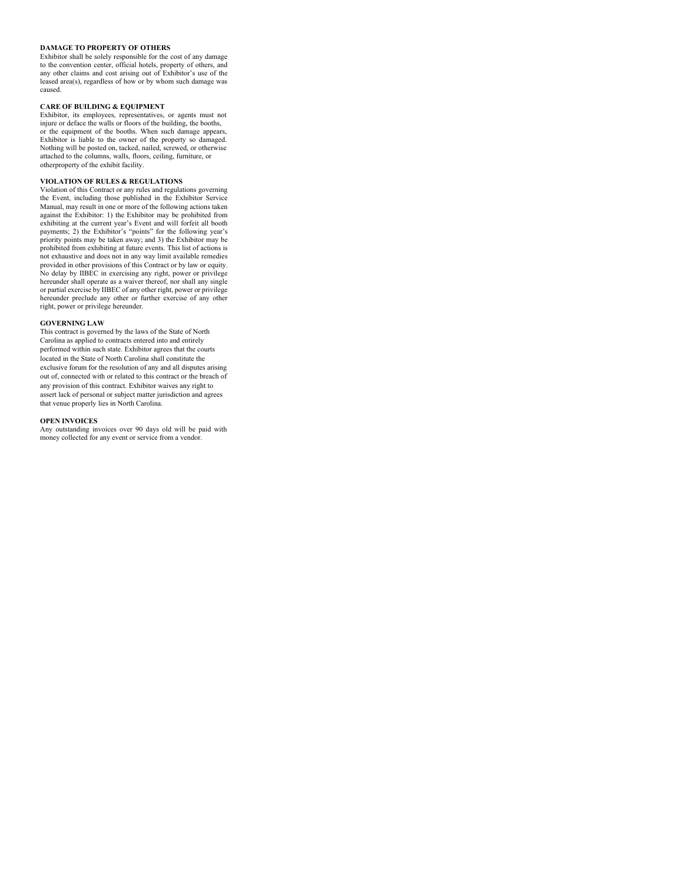**DAMAGE TO PROPERTY OF OTHERS**

Exhibitor shall be solely responsible for the cost of any damage to the convention center, official hotels, property of others, and any other claims and cost arising out of Exhibitor's use of the leased area(s), regardless of how or by whom such damage was caused.

**CARE OF BUILDING & EQUIPMENT**

Exhibitor, its employees, representatives, or agents must not injure or deface the walls or floors of the building, the booths, or the equipment of the booths. When such damage appears, Exhibitor is liable to the owner of the property so damaged. Nothing will be posted on, tacked, nailed, screwed, or otherwise attached to the columns, walls, floors, ceiling, furniture, or otherproperty of the exhibit facility.

**VIOLATION OF RULES & REGULATIONS**

Violation of this Contract or any rules and regulations governing the Event, including those published in the Exhibitor Service Manual, may result in one or more of the following actions taken against the Exhibitor: 1) the Exhibitor may be prohibited from exhibiting at the current year's Event and will forfeit all booth payments; 2) the Exhibitor's "points" for the following year's priority points may be taken away; and 3) the Exhibitor may be prohibited from exhibiting at future events. This list of actions is not exhaustive and does not in any way limit available remedies provided in other provisions of this Contract or by law or equity. No delay by IIBEC in exercising any right, power or privilege hereunder shall operate as a waiver thereof, nor shall any single or partial exercise by IIBEC of any other right, power or privilege hereunder preclude any other or further exercise of any other right, power or privilege hereunder.

**GOVERNING LAW**

This contract is governed by the laws of the State of North Carolina as applied to contracts entered into and entirely performed within such state. Exhibitor agrees that the courts located in the State of North Carolina shall constitute the exclusive forum for the resolution of any and all disputes arising out of, connected with or related to this contract or the breach of any provision of this contract. Exhibitor waives any right to assert lack of personal or subject matter jurisdiction and agrees that venue properly lies in North Carolina.

**OPEN INVOICES**

Any outstanding invoices over 90 days old will be paid with money collected for any event or service from a vendor.